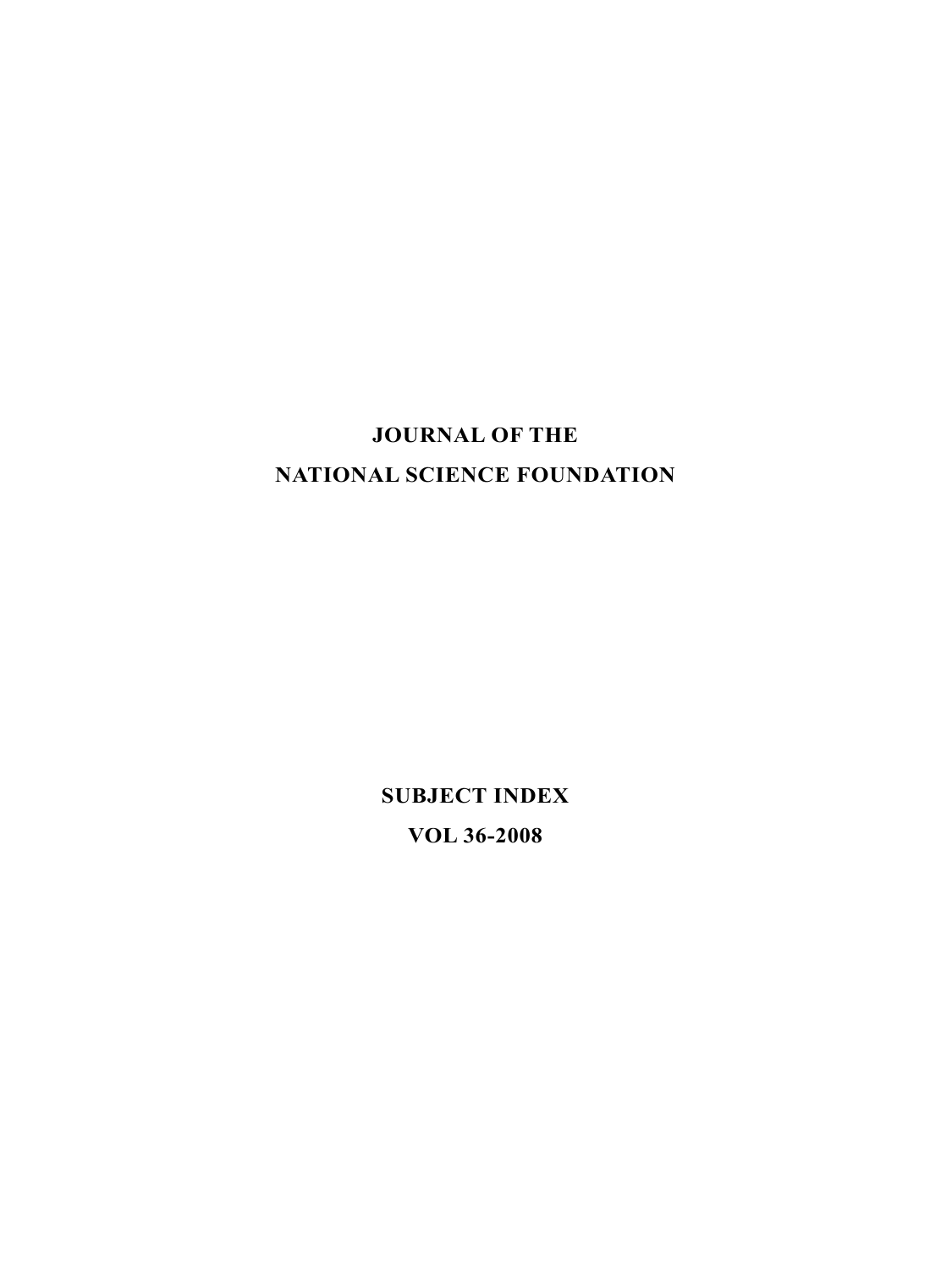# JOURNAL OF THE NATIONAL SCIENCE FOUNDATION

## SUBJECT INDEX

## VOL 36-2008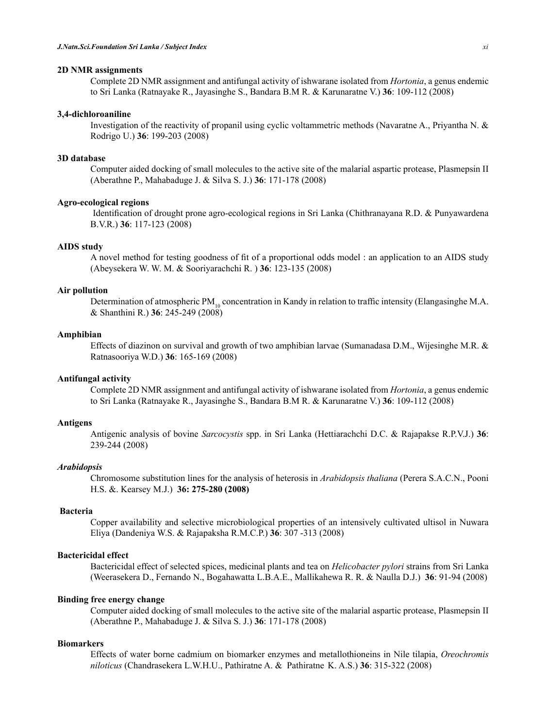**2D NMR assignments**

Complete 2D NMR assignment and antifungal activity of ishwarane isolated from *Hortonia*, a genus endemic to Sri Lanka (Ratnayake R., Jayasinghe S., Bandara B.M R. & Karunaratne V.) **36**: 109-112 (2008)

**3,4-dichloroaniline**

Investigation of the reactivity of propanil using cyclic voltammetric methods (Navaratne A., Priyantha N. & Rodrigo U.) **36**: 199-203 (2008)

**3D database**

Computer aided docking of small molecules to the active site of the malarial aspartic protease, Plasmepsin II (Aberathne P., Mahabaduge J. & Silva S. J.) **36**: 171-178 (2008)

**Agro-ecological regions**

Identification of drought prone agro-ecological regions in Sri Lanka (Chithranayana R.D. & Punyawardena B.V.R.) **36**: 117-123 (2008)

**AIDS study**

A novel method for testing goodness of fit of a proportional odds model : an application to an AIDS study (Abeysekera W. W. M. & Sooriyarachchi R. ) **36**: 123-135 (2008)

**Air pollution**

Determination of atmospheric $PM_{10}$ concentration in Kandy in relation to traffic intensity (Elangasinghe M.A. & Shanthini R.) **36**: 245-249 (2008)

**Amphibian**

Effects of diazinon on survival and growth of two amphibian larvae (Sumanadasa D.M., Wijesinghe M.R. & Ratnasooriya W.D.) **36**: 165-169 (2008)

**Antifungal activity**

Complete 2D NMR assignment and antifungal activity of ishwarane isolated from *Hortonia*, a genus endemic to Sri Lanka (Ratnayake R., Jayasinghe S., Bandara B.M R. & Karunaratne V.) **36**: 109-112 (2008)

**Antigens**

Antigenic analysis of bovine *Sarcocystis* spp. in Sri Lanka (Hettiarachchi D.C. & Rajapakse R.P.V.J.) **36**: 239-244 (2008)

***Arabidopsis***

Chromosome substitution lines for the analysis of heterosis in *Arabidopsis thaliana* (Perera S.A.C.N., Pooni H.S. &. Kearsey M.J.) **36: 275-280 (2008)**

**Bacteria**

Copper availability and selective microbiological properties of an intensively cultivated ultisol in Nuwara Eliya (Dandeniya W.S. & Rajapaksha R.M.C.P.) **36**: 307 -313 (2008)

**Bactericidal effect**

Bactericidal effect of selected spices, medicinal plants and tea on *Helicobacter pylori* strains from Sri Lanka (Weerasekera D., Fernando N., Bogahawatta L.B.A.E., Mallikahewa R. R. & Naulla D.J.) **36**: 91-94 (2008)

**Binding free energy change**

Computer aided docking of small molecules to the active site of the malarial aspartic protease, Plasmepsin II (Aberathne P., Mahabaduge J. & Silva S. J.) **36**: 171-178 (2008)

**Biomarkers**

Effects of water borne cadmium on biomarker enzymes and metallothioneins in Nile tilapia, *Oreochromis niloticus* (Chandrasekera L.W.H.U., Pathiratne A. & Pathiratne K. A.S.) **36**: 315-322 (2008)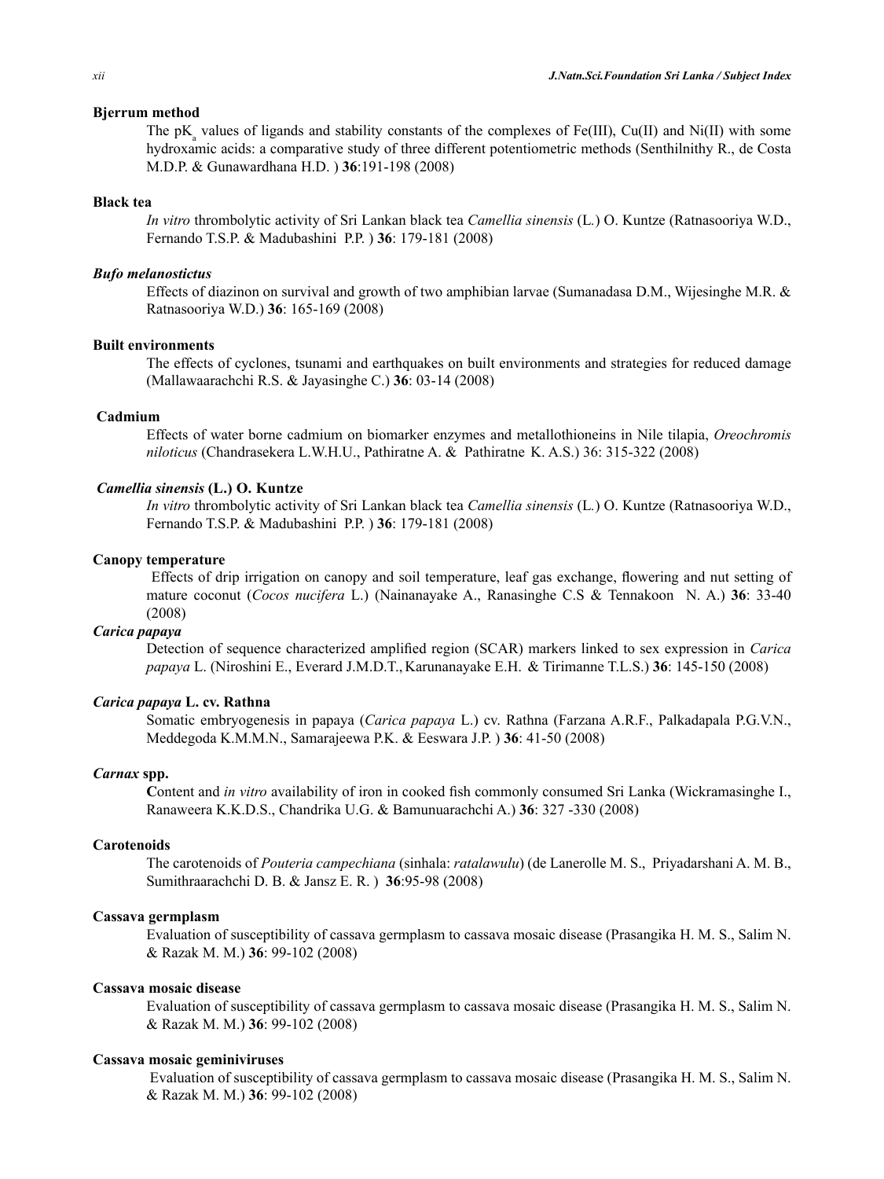**Bjerrum method**

The $pK_a$ values of ligands and stability constants of the complexes of Fe(III), Cu(II) and Ni(II) with some hydroxamic acids: a comparative study of three different potentiometric methods (Senthilnithy R., de Costa M.D.P. & Gunawardhana H.D. ) **36**:191-198 (2008)

**Black tea**

*In vitro* thrombolytic activity of Sri Lankan black tea *Camellia sinensis* (L.) O. Kuntze (Ratnasooriya W.D., Fernando T.S.P. & Madubashini P.P. ) **36**: 179-181 (2008)

***Bufo melanostictus***

Effects of diazinon on survival and growth of two amphibian larvae (Sumanadasa D.M., Wijesinghe M.R. & Ratnasooriya W.D.) **36**: 165-169 (2008)

**Built environments**

The effects of cyclones, tsunami and earthquakes on built environments and strategies for reduced damage (Mallawaarachchi R.S. & Jayasinghe C.) **36**: 03-14 (2008)

**Cadmium**

Effects of water borne cadmium on biomarker enzymes and metallothioneins in Nile tilapia, *Oreochromis niloticus* (Chandrasekera L.W.H.U., Pathiratne A. & Pathiratne K. A.S.) 36: 315-322 (2008)

***Camellia sinensis* (L.) O. Kuntze**

*In vitro* thrombolytic activity of Sri Lankan black tea *Camellia sinensis* (L.) O. Kuntze (Ratnasooriya W.D., Fernando T.S.P. & Madubashini P.P. ) **36**: 179-181 (2008)

**Canopy temperature**

Effects of drip irrigation on canopy and soil temperature, leaf gas exchange, flowering and nut setting of mature coconut (*Cocos nucifera* L.) (Nainanayake A., Ranasinghe C.S & Tennakoon N. A.) **36**: 33-40 (2008)

***Carica papaya***

Detection of sequence characterized amplified region (SCAR) markers linked to sex expression in *Carica papaya* L. (Niroshini E., Everard J.M.D.T., Karunanayake E.H. & Tirimanne T.L.S.) **36**: 145-150 (2008)

***Carica papaya* L. cv. Rathna**

Somatic embryogenesis in papaya (*Carica papaya* L.) cv. Rathna (Farzana A.R.F., Palkadapala P.G.V.N., Meddegoda K.M.M.N., Samarajeewa P.K. & Eeswara J.P. ) **36**: 41-50 (2008)

***Carnax* spp.**

**C**ontent and *in vitro* availability of iron in cooked fish commonly consumed Sri Lanka (Wickramasinghe I., Ranaweera K.K.D.S., Chandrika U.G. & Bamunuarachchi A.) **36**: 327 -330 (2008)

**Carotenoids**

The carotenoids of *Pouteria campechiana* (sinhala: *ratalawulu*) (de Lanerolle M. S., Priyadarshani A. M. B., Sumithraarachchi D. B. & Jansz E. R. ) **36**:95-98 (2008)

**Cassava germplasm**

Evaluation of susceptibility of cassava germplasm to cassava mosaic disease (Prasangika H. M. S., Salim N. & Razak M. M.) **36**: 99-102 (2008)

**Cassava mosaic disease**

Evaluation of susceptibility of cassava germplasm to cassava mosaic disease (Prasangika H. M. S., Salim N. & Razak M. M.) **36**: 99-102 (2008)

**Cassava mosaic geminiviruses**

Evaluation of susceptibility of cassava germplasm to cassava mosaic disease (Prasangika H. M. S., Salim N. & Razak M. M.) **36**: 99-102 (2008)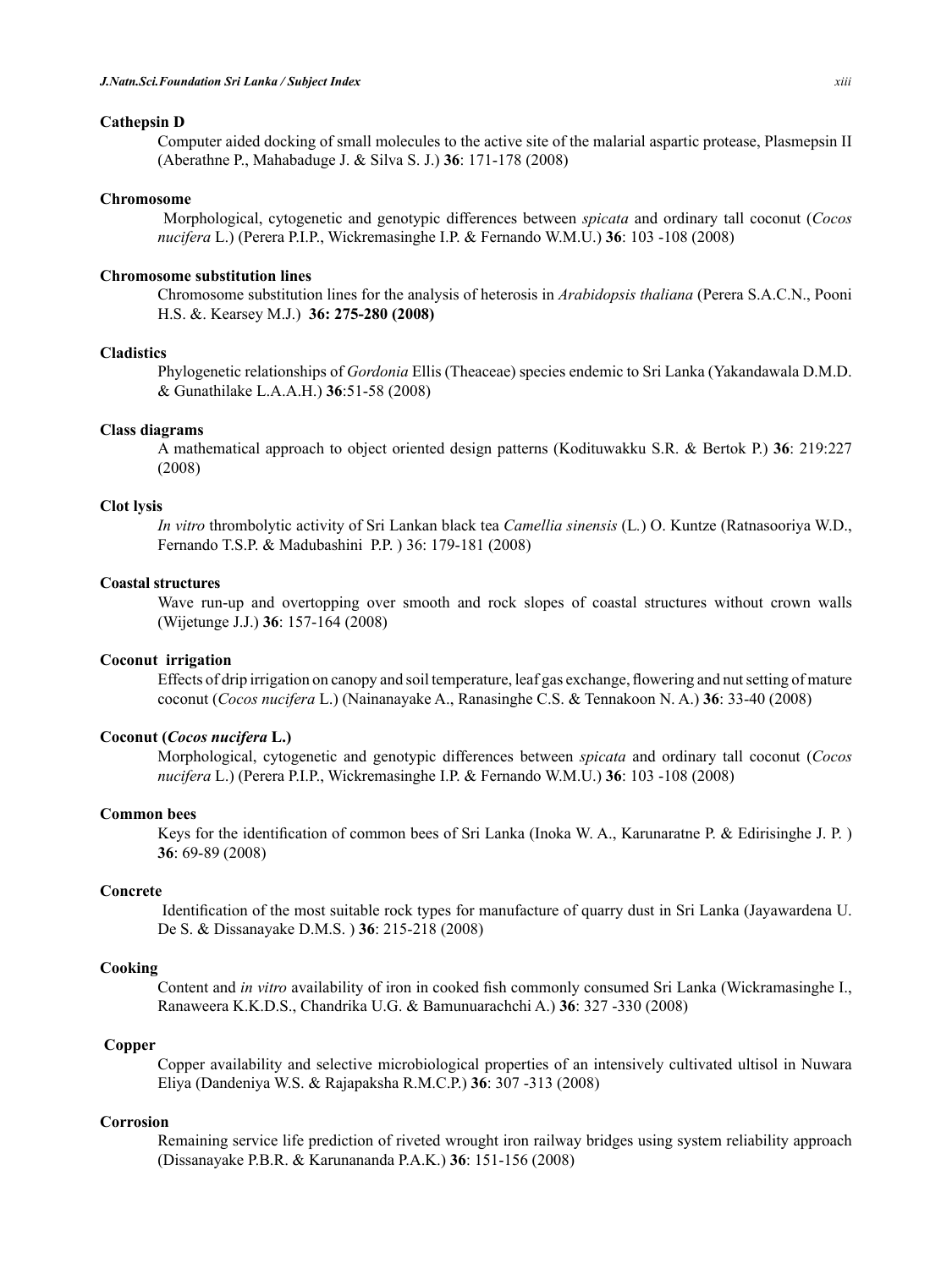**Cathepsin D**

Computer aided docking of small molecules to the active site of the malarial aspartic protease, Plasmepsin II (Aberathne P., Mahabaduge J. & Silva S. J.) **36**: 171-178 (2008)

**Chromosome**

Morphological, cytogenetic and genotypic differences between *spicata* and ordinary tall coconut (*Cocos nucifera* L.) (Perera P.I.P., Wickremasinghe I.P. & Fernando W.M.U.) **36**: 103 -108 (2008)

**Chromosome substitution lines**

Chromosome substitution lines for the analysis of heterosis in *Arabidopsis thaliana* (Perera S.A.C.N., Pooni H.S. &. Kearsey M.J.) **36: 275-280 (2008)**

**Cladistics**

Phylogenetic relationships of *Gordonia* Ellis (Theaceae) species endemic to Sri Lanka (Yakandawala D.M.D. & Gunathilake L.A.A.H.) **36**:51-58 (2008)

**Class diagrams**

A mathematical approach to object oriented design patterns (Kodituwakku S.R. & Bertok P.) **36**: 219:227 (2008)

**Clot lysis**

*In vitro* thrombolytic activity of Sri Lankan black tea *Camellia sinensis* (L.) O. Kuntze (Ratnasooriya W.D., Fernando T.S.P. & Madubashini P.P. ) 36: 179-181 (2008)

**Coastal structures**

Wave run-up and overtopping over smooth and rock slopes of coastal structures without crown walls (Wijetunge J.J.) **36**: 157-164 (2008)

**Coconut irrigation**

Effects of drip irrigation on canopy and soil temperature, leaf gas exchange, flowering and nut setting of mature coconut (*Cocos nucifera* L.) (Nainanayake A., Ranasinghe C.S. & Tennakoon N. A.) **36**: 33-40 (2008)

**Coconut (*Cocos nucifera* L.)**

Morphological, cytogenetic and genotypic differences between *spicata* and ordinary tall coconut (*Cocos nucifera* L.) (Perera P.I.P., Wickremasinghe I.P. & Fernando W.M.U.) **36**: 103 -108 (2008)

**Common bees**

Keys for the identification of common bees of Sri Lanka (Inoka W. A., Karunaratne P. & Edirisinghe J. P. ) **36**: 69-89 (2008)

**Concrete**

Identification of the most suitable rock types for manufacture of quarry dust in Sri Lanka (Jayawardena U. De S. & Dissanayake D.M.S. ) **36**: 215-218 (2008)

**Cooking**

Content and *in vitro* availability of iron in cooked fish commonly consumed Sri Lanka (Wickramasinghe I., Ranaweera K.K.D.S., Chandrika U.G. & Bamunuarachchi A.) **36**: 327 -330 (2008)

**Copper**

Copper availability and selective microbiological properties of an intensively cultivated ultisol in Nuwara Eliya (Dandeniya W.S. & Rajapaksha R.M.C.P.) **36**: 307 -313 (2008)

**Corrosion**

Remaining service life prediction of riveted wrought iron railway bridges using system reliability approach (Dissanayake P.B.R. & Karunananda P.A.K.) **36**: 151-156 (2008)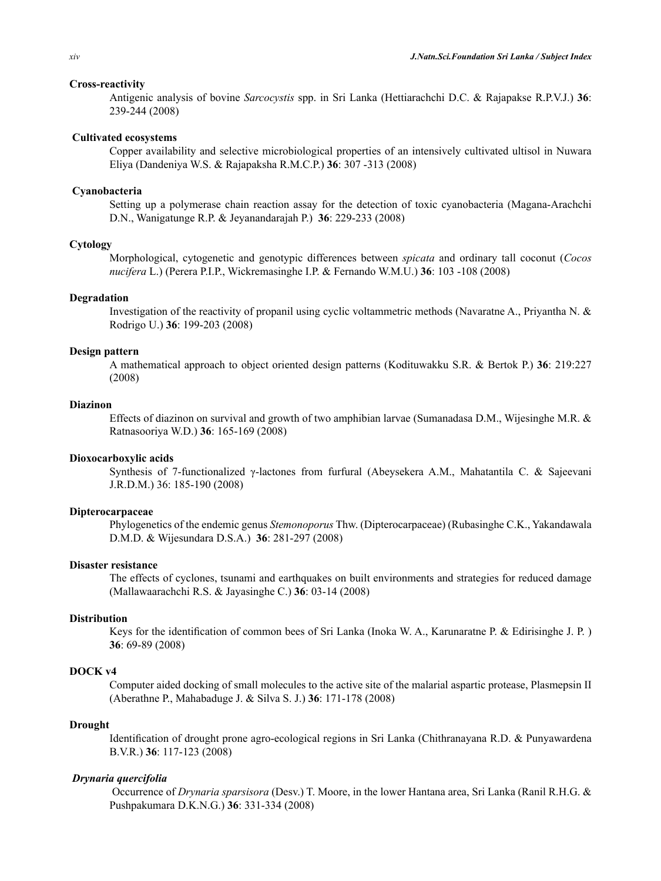**Cross-reactivity**

Antigenic analysis of bovine *Sarcocystis* spp. in Sri Lanka (Hettiarachchi D.C. & Rajapakse R.P.V.J.) **36**: 239-244 (2008)

**Cultivated ecosystems**

Copper availability and selective microbiological properties of an intensively cultivated ultisol in Nuwara Eliya (Dandeniya W.S. & Rajapaksha R.M.C.P.) **36**: 307 -313 (2008)

**Cyanobacteria**

Setting up a polymerase chain reaction assay for the detection of toxic cyanobacteria (Magana-Arachchi D.N., Wanigatunge R.P. & Jeyanandarajah P.) **36**: 229-233 (2008)

**Cytology**

Morphological, cytogenetic and genotypic differences between *spicata* and ordinary tall coconut (*Cocos nucifera* L.) (Perera P.I.P., Wickremasinghe I.P. & Fernando W.M.U.) **36**: 103 -108 (2008)

**Degradation**

Investigation of the reactivity of propanil using cyclic voltammetric methods (Navaratne A., Priyantha N. & Rodrigo U.) **36**: 199-203 (2008)

**Design pattern**

A mathematical approach to object oriented design patterns (Kodituwakku S.R. & Bertok P.) **36**: 219:227 (2008)

**Diazinon**

Effects of diazinon on survival and growth of two amphibian larvae (Sumanadasa D.M., Wijesinghe M.R. & Ratnasooriya W.D.) **36**: 165-169 (2008)

**Dioxocarboxylic acids**

Synthesis of 7-functionalized γ-lactones from furfural (Abeysekera A.M., Mahatantila C. & Sajeevani J.R.D.M.) 36: 185-190 (2008)

**Dipterocarpaceae**

Phylogenetics of the endemic genus *Stemonoporus* Thw. (Dipterocarpaceae) (Rubasinghe C.K., Yakandawala D.M.D. & Wijesundara D.S.A.) **36**: 281-297 (2008)

**Disaster resistance**

The effects of cyclones, tsunami and earthquakes on built environments and strategies for reduced damage (Mallawaarachchi R.S. & Jayasinghe C.) **36**: 03-14 (2008)

**Distribution**

Keys for the identification of common bees of Sri Lanka (Inoka W. A., Karunaratne P. & Edirisinghe J. P. ) **36**: 69-89 (2008)

**DOCK v4**

Computer aided docking of small molecules to the active site of the malarial aspartic protease, Plasmepsin II (Aberathne P., Mahabaduge J. & Silva S. J.) **36**: 171-178 (2008)

**Drought**

Identification of drought prone agro-ecological regions in Sri Lanka (Chithranayana R.D. & Punyawardena B.V.R.) **36**: 117-123 (2008)

***Drynaria quercifolia***

Occurrence of *Drynaria sparsisora* (Desv.) T. Moore, in the lower Hantana area, Sri Lanka (Ranil R.H.G. & Pushpakumara D.K.N.G.) **36**: 331-334 (2008)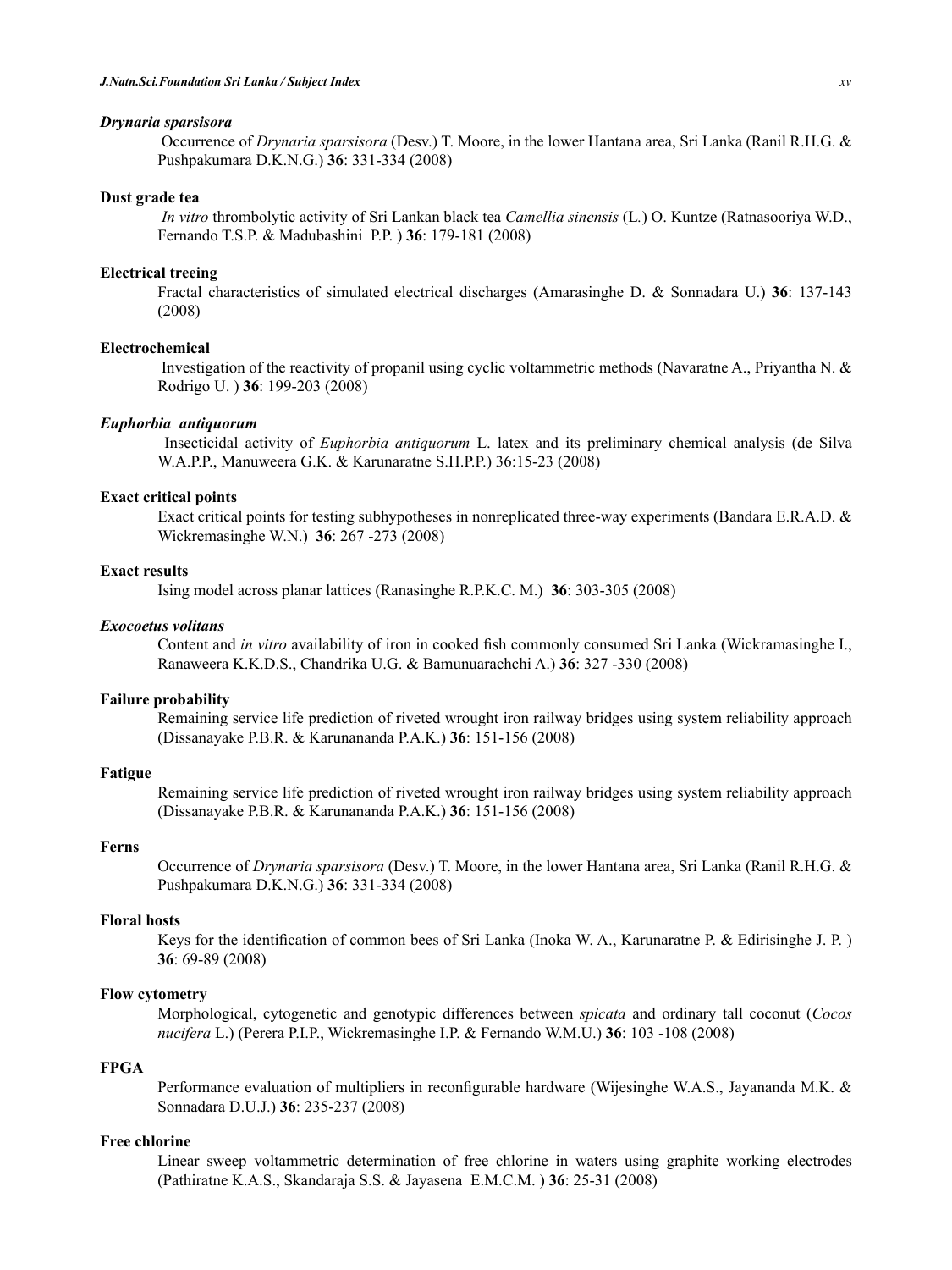### *Drynaria sparsisora*

Occurrence of *Drynaria sparsisora* (Desv.) T. Moore, in the lower Hantana area, Sri Lanka (Ranil R.H.G. & Pushpakumara D.K.N.G.) **36**: 331-334 (2008)

### Dust grade tea

*In vitro* thrombolytic activity of Sri Lankan black tea *Camellia sinensis* (L.) O. Kuntze (Ratnasooriya W.D., Fernando T.S.P. & Madubashini P.P. ) **36**: 179-181 (2008)

### Electrical treeing

Fractal characteristics of simulated electrical discharges (Amarasinghe D. & Sonnadara U.) **36**: 137-143 (2008)

### Electrochemical

Investigation of the reactivity of propanil using cyclic voltammetric methods (Navaratne A., Priyantha N. & Rodrigo U. ) **36**: 199-203 (2008)

### *Euphorbia antiquorum*

Insecticidal activity of *Euphorbia antiquorum* L. latex and its preliminary chemical analysis (de Silva W.A.P.P., Manuweera G.K. & Karunaratne S.H.P.P.) 36:15-23 (2008)

### Exact critical points

Exact critical points for testing subhypotheses in nonreplicated three-way experiments (Bandara E.R.A.D. & Wickremasinghe W.N.) **36**: 267 -273 (2008)

### Exact results

Ising model across planar lattices (Ranasinghe R.P.K.C. M.) **36**: 303-305 (2008)

### *Exocoetus volitans*

Content and *in vitro* availability of iron in cooked fish commonly consumed Sri Lanka (Wickramasinghe I., Ranaweera K.K.D.S., Chandrika U.G. & Bamunuarachchi A.) **36**: 327 -330 (2008)

### Failure probability

Remaining service life prediction of riveted wrought iron railway bridges using system reliability approach (Dissanayake P.B.R. & Karunananda P.A.K.) **36**: 151-156 (2008)

### Fatigue

Remaining service life prediction of riveted wrought iron railway bridges using system reliability approach (Dissanayake P.B.R. & Karunananda P.A.K.) **36**: 151-156 (2008)

### Ferns

Occurrence of *Drynaria sparsisora* (Desv.) T. Moore, in the lower Hantana area, Sri Lanka (Ranil R.H.G. & Pushpakumara D.K.N.G.) **36**: 331-334 (2008)

### Floral hosts

Keys for the identification of common bees of Sri Lanka (Inoka W. A., Karunaratne P. & Edirisinghe J. P. ) **36**: 69-89 (2008)

### Flow cytometry

Morphological, cytogenetic and genotypic differences between *spicata* and ordinary tall coconut (*Cocos nucifera* L.) (Perera P.I.P., Wickremasinghe I.P. & Fernando W.M.U.) **36**: 103 -108 (2008)

### FPGA

Performance evaluation of multipliers in reconfigurable hardware (Wijesinghe W.A.S., Jayananda M.K. & Sonnadara D.U.J.) **36**: 235-237 (2008)

### Free chlorine

Linear sweep voltammetric determination of free chlorine in waters using graphite working electrodes (Pathiratne K.A.S., Skandaraja S.S. & Jayasena E.M.C.M. ) **36**: 25-31 (2008)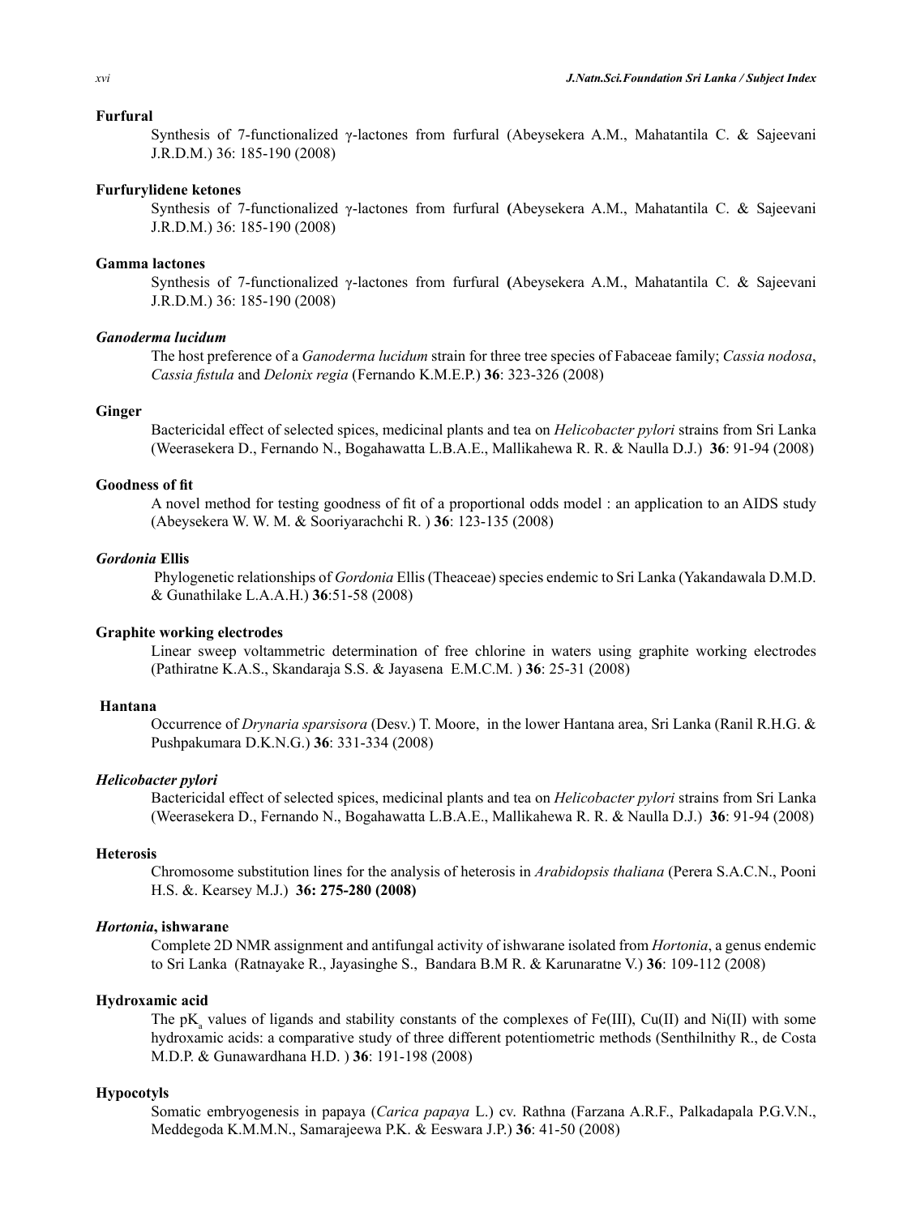**Furfural**

Synthesis of 7-functionalized γ-lactones from furfural (Abeysekera A.M., Mahatantila C. & Sajeevani J.R.D.M.) 36: 185-190 (2008)

**Furfurylidene ketones**

Synthesis of 7-functionalized γ-lactones from furfural **(**Abeysekera A.M., Mahatantila C. & Sajeevani J.R.D.M.) 36: 185-190 (2008)

**Gamma lactones**

Synthesis of 7-functionalized γ-lactones from furfural **(**Abeysekera A.M., Mahatantila C. & Sajeevani J.R.D.M.) 36: 185-190 (2008)

***Ganoderma lucidum***

The host preference of a *Ganoderma lucidum* strain for three tree species of Fabaceae family; *Cassia nodosa*, *Cassia fistula* and *Delonix regia* (Fernando K.M.E.P.) **36**: 323-326 (2008)

**Ginger**

Bactericidal effect of selected spices, medicinal plants and tea on *Helicobacter pylori* strains from Sri Lanka (Weerasekera D., Fernando N., Bogahawatta L.B.A.E., Mallikahewa R. R. & Naulla D.J.) **36**: 91-94 (2008)

**Goodness of fit**

A novel method for testing goodness of fit of a proportional odds model : an application to an AIDS study (Abeysekera W. W. M. & Sooriyarachchi R. ) **36**: 123-135 (2008)

***Gordonia* Ellis**

Phylogenetic relationships of *Gordonia* Ellis (Theaceae) species endemic to Sri Lanka (Yakandawala D.M.D. & Gunathilake L.A.A.H.) **36**:51-58 (2008)

**Graphite working electrodes**

Linear sweep voltammetric determination of free chlorine in waters using graphite working electrodes (Pathiratne K.A.S., Skandaraja S.S. & Jayasena E.M.C.M. ) **36**: 25-31 (2008)

**Hantana**

Occurrence of *Drynaria sparsisora* (Desv.) T. Moore, in the lower Hantana area, Sri Lanka (Ranil R.H.G. & Pushpakumara D.K.N.G.) **36**: 331-334 (2008)

***Helicobacter pylori***

Bactericidal effect of selected spices, medicinal plants and tea on *Helicobacter pylori* strains from Sri Lanka (Weerasekera D., Fernando N., Bogahawatta L.B.A.E., Mallikahewa R. R. & Naulla D.J.) **36**: 91-94 (2008)

**Heterosis**

Chromosome substitution lines for the analysis of heterosis in *Arabidopsis thaliana* (Perera S.A.C.N., Pooni H.S. &. Kearsey M.J.) **36: 275-280 (2008)**

***Hortonia*, ishwarane**

Complete 2D NMR assignment and antifungal activity of ishwarane isolated from *Hortonia*, a genus endemic to Sri Lanka (Ratnayake R., Jayasinghe S., Bandara B.M R. & Karunaratne V.) **36**: 109-112 (2008)

**Hydroxamic acid**

The $pK_a$ values of ligands and stability constants of the complexes of Fe(III), Cu(II) and Ni(II) with some hydroxamic acids: a comparative study of three different potentiometric methods (Senthilnithy R., de Costa M.D.P. & Gunawardhana H.D. ) **36**: 191-198 (2008)

**Hypocotyls**

Somatic embryogenesis in papaya (*Carica papaya* L.) cv. Rathna (Farzana A.R.F., Palkadapala P.G.V.N., Meddegoda K.M.M.N., Samarajeewa P.K. & Eeswara J.P.) **36**: 41-50 (2008)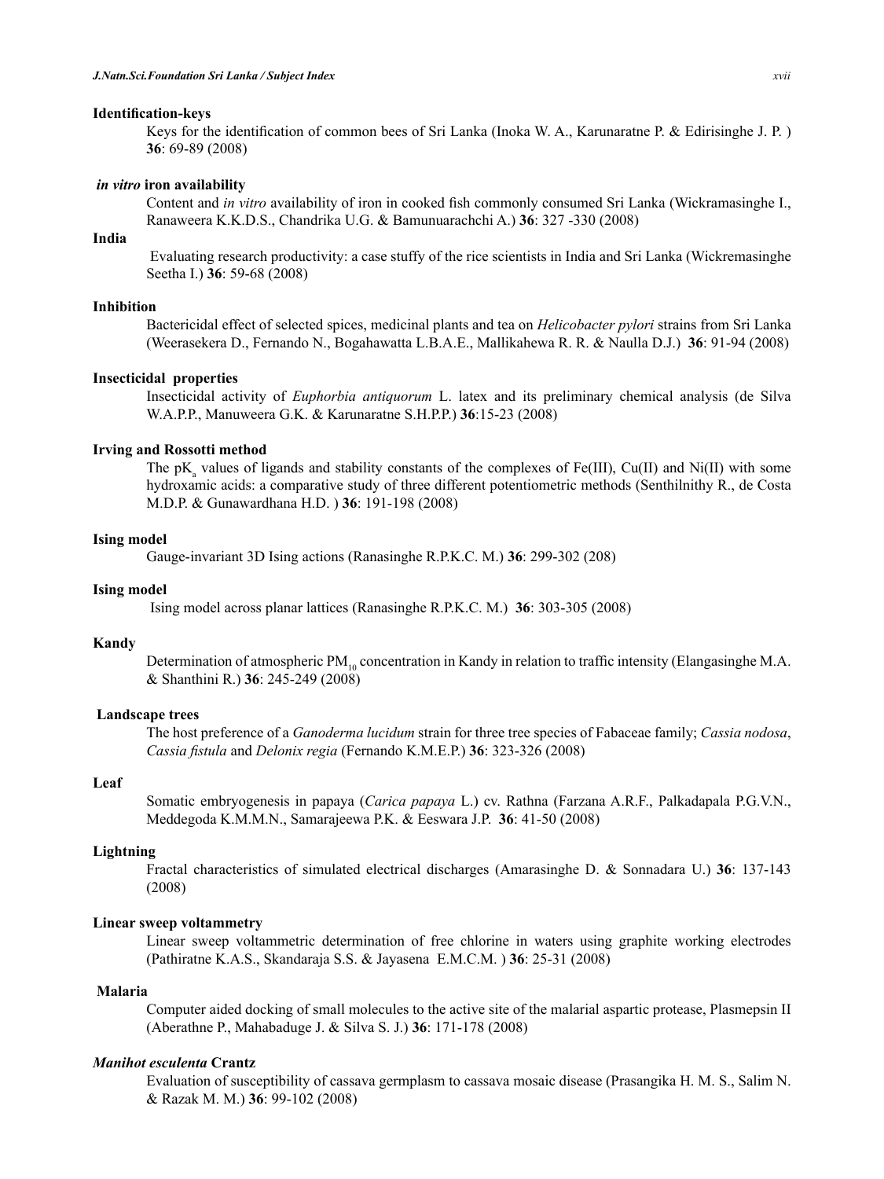**Identification-keys**

Keys for the identification of common bees of Sri Lanka (Inoka W. A., Karunaratne P. & Edirisinghe J. P. ) **36**: 69-89 (2008)

***in vitro* iron availability**

Content and *in vitro* availability of iron in cooked fish commonly consumed Sri Lanka (Wickramasinghe I., Ranaweera K.K.D.S., Chandrika U.G. & Bamunuarachchi A.) **36**: 327 -330 (2008)

**India**

Evaluating research productivity: a case stuffy of the rice scientists in India and Sri Lanka (Wickremasinghe Seetha I.) **36**: 59-68 (2008)

**Inhibition**

Bactericidal effect of selected spices, medicinal plants and tea on *Helicobacter pylori* strains from Sri Lanka (Weerasekera D., Fernando N., Bogahawatta L.B.A.E., Mallikahewa R. R. & Naulla D.J.) **36**: 91-94 (2008)

**Insecticidal properties**

Insecticidal activity of *Euphorbia antiquorum* L. latex and its preliminary chemical analysis (de Silva W.A.P.P., Manuweera G.K. & Karunaratne S.H.P.P.) **36**:15-23 (2008)

**Irving and Rossotti method**

The $pK_a$ values of ligands and stability constants of the complexes of Fe(III), Cu(II) and Ni(II) with some hydroxamic acids: a comparative study of three different potentiometric methods (Senthilnithy R., de Costa M.D.P. & Gunawardhana H.D. ) **36**: 191-198 (2008)

**Ising model**

Gauge-invariant 3D Ising actions (Ranasinghe R.P.K.C. M.) **36**: 299-302 (208)

**Ising model**

Ising model across planar lattices (Ranasinghe R.P.K.C. M.) **36**: 303-305 (2008)

**Kandy**

Determination of atmospheric $PM_{10}$ concentration in Kandy in relation to traffic intensity (Elangasinghe M.A. & Shanthini R.) **36**: 245-249 (2008)

**Landscape trees**

The host preference of a *Ganoderma lucidum* strain for three tree species of Fabaceae family; *Cassia nodosa*, *Cassia fistula* and *Delonix regia* (Fernando K.M.E.P.) **36**: 323-326 (2008)

**Leaf**

Somatic embryogenesis in papaya (*Carica papaya* L.) cv. Rathna (Farzana A.R.F., Palkadapala P.G.V.N., Meddegoda K.M.M.N., Samarajeewa P.K. & Eeswara J.P. **36**: 41-50 (2008)

**Lightning**

Fractal characteristics of simulated electrical discharges (Amarasinghe D. & Sonnadara U.) **36**: 137-143 (2008)

**Linear sweep voltammetry**

Linear sweep voltammetric determination of free chlorine in waters using graphite working electrodes (Pathiratne K.A.S., Skandaraja S.S. & Jayasena E.M.C.M. ) **36**: 25-31 (2008)

**Malaria**

Computer aided docking of small molecules to the active site of the malarial aspartic protease, Plasmepsin II (Aberathne P., Mahabaduge J. & Silva S. J.) **36**: 171-178 (2008)

***Manihot esculenta* Crantz**

Evaluation of susceptibility of cassava germplasm to cassava mosaic disease (Prasangika H. M. S., Salim N. & Razak M. M.) **36**: 99-102 (2008)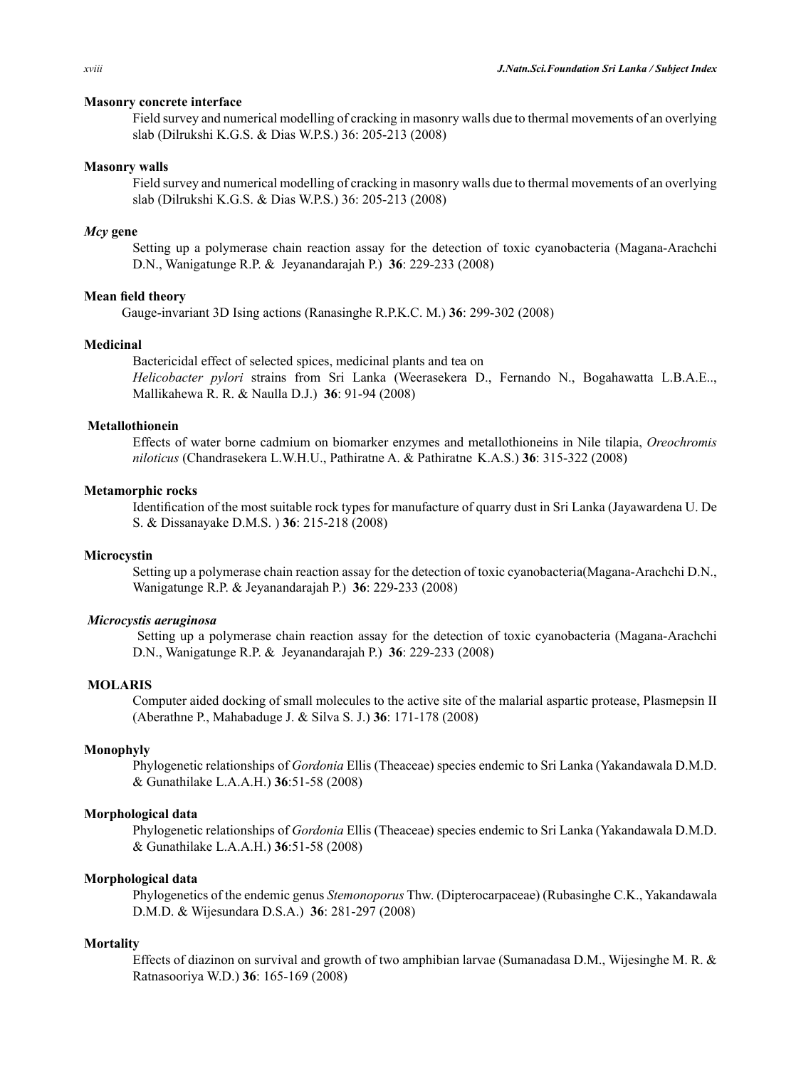**Masonry concrete interface**

Field survey and numerical modelling of cracking in masonry walls due to thermal movements of an overlying slab (Dilrukshi K.G.S. & Dias W.P.S.) 36: 205-213 (2008)

**Masonry walls**

Field survey and numerical modelling of cracking in masonry walls due to thermal movements of an overlying slab (Dilrukshi K.G.S. & Dias W.P.S.) 36: 205-213 (2008)

***Mcy* gene**

Setting up a polymerase chain reaction assay for the detection of toxic cyanobacteria (Magana-Arachchi D.N., Wanigatunge R.P. & Jeyanandarajah P.) **36**: 229-233 (2008)

**Mean field theory**

Gauge-invariant 3D Ising actions (Ranasinghe R.P.K.C. M.) **36**: 299-302 (2008)

**Medicinal**

Bactericidal effect of selected spices, medicinal plants and tea on *Helicobacter pylori* strains from Sri Lanka (Weerasekera D., Fernando N., Bogahawatta L.B.A.E.., Mallikahewa R. R. & Naulla D.J.) **36**: 91-94 (2008)

**Metallothionein**

Effects of water borne cadmium on biomarker enzymes and metallothioneins in Nile tilapia, *Oreochromis niloticus* (Chandrasekera L.W.H.U., Pathiratne A. & Pathiratne K.A.S.) **36**: 315-322 (2008)

**Metamorphic rocks**

Identification of the most suitable rock types for manufacture of quarry dust in Sri Lanka (Jayawardena U. De S. & Dissanayake D.M.S. ) **36**: 215-218 (2008)

**Microcystin**

Setting up a polymerase chain reaction assay for the detection of toxic cyanobacteria(Magana-Arachchi D.N., Wanigatunge R.P. & Jeyanandarajah P.) **36**: 229-233 (2008)

***Microcystis aeruginosa***

Setting up a polymerase chain reaction assay for the detection of toxic cyanobacteria (Magana-Arachchi D.N., Wanigatunge R.P. & Jeyanandarajah P.) **36**: 229-233 (2008)

**MOLARIS**

Computer aided docking of small molecules to the active site of the malarial aspartic protease, Plasmepsin II (Aberathne P., Mahabaduge J. & Silva S. J.) **36**: 171-178 (2008)

**Monophyly**

Phylogenetic relationships of *Gordonia* Ellis (Theaceae) species endemic to Sri Lanka (Yakandawala D.M.D. & Gunathilake L.A.A.H.) **36**:51-58 (2008)

**Morphological data**

Phylogenetic relationships of *Gordonia* Ellis (Theaceae) species endemic to Sri Lanka (Yakandawala D.M.D. & Gunathilake L.A.A.H.) **36**:51-58 (2008)

**Morphological data**

Phylogenetics of the endemic genus *Stemonoporus* Thw. (Dipterocarpaceae) (Rubasinghe C.K., Yakandawala D.M.D. & Wijesundara D.S.A.) **36**: 281-297 (2008)

**Mortality**

Effects of diazinon on survival and growth of two amphibian larvae (Sumanadasa D.M., Wijesinghe M. R. & Ratnasooriya W.D.) **36**: 165-169 (2008)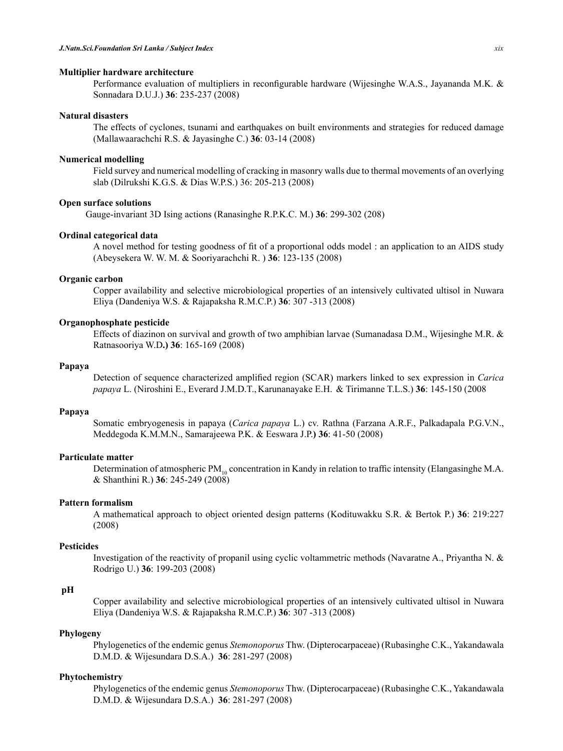**Multiplier hardware architecture**

Performance evaluation of multipliers in reconfigurable hardware (Wijesinghe W.A.S., Jayananda M.K. & Sonnadara D.U.J.) **36**: 235-237 (2008)

**Natural disasters**

The effects of cyclones, tsunami and earthquakes on built environments and strategies for reduced damage (Mallawaarachchi R.S. & Jayasinghe C.) **36**: 03-14 (2008)

**Numerical modelling**

Field survey and numerical modelling of cracking in masonry walls due to thermal movements of an overlying slab (Dilrukshi K.G.S. & Dias W.P.S.) 36: 205-213 (2008)

**Open surface solutions**

Gauge-invariant 3D Ising actions (Ranasinghe R.P.K.C. M.) **36**: 299-302 (208)

**Ordinal categorical data**

A novel method for testing goodness of fit of a proportional odds model : an application to an AIDS study (Abeysekera W. W. M. & Sooriyarachchi R. ) **36**: 123-135 (2008)

**Organic carbon**

Copper availability and selective microbiological properties of an intensively cultivated ultisol in Nuwara Eliya (Dandeniya W.S. & Rajapaksha R.M.C.P.) **36**: 307 -313 (2008)

**Organophosphate pesticide**

Effects of diazinon on survival and growth of two amphibian larvae (Sumanadasa D.M., Wijesinghe M.R. & Ratnasooriya W.D**.) 36**: 165-169 (2008)

**Papaya**

Detection of sequence characterized amplified region (SCAR) markers linked to sex expression in *Carica papaya* L. (Niroshini E., Everard J.M.D.T., Karunanayake E.H. & Tirimanne T.L.S.) **36**: 145-150 (2008

**Papaya**

Somatic embryogenesis in papaya (*Carica papaya* L.) cv. Rathna (Farzana A.R.F., Palkadapala P.G.V.N., Meddegoda K.M.M.N., Samarajeewa P.K. & Eeswara J.P**.) 36**: 41-50 (2008)

**Particulate matter**

Determination of atmospheric $PM_{10}$ concentration in Kandy in relation to traffic intensity (Elangasinghe M.A. & Shanthini R.) **36**: 245-249 (2008)

**Pattern formalism**

A mathematical approach to object oriented design patterns (Kodituwakku S.R. & Bertok P.) **36**: 219:227 (2008)

**Pesticides**

Investigation of the reactivity of propanil using cyclic voltammetric methods (Navaratne A., Priyantha N. & Rodrigo U.) **36**: 199-203 (2008)

**pH**

Copper availability and selective microbiological properties of an intensively cultivated ultisol in Nuwara Eliya (Dandeniya W.S. & Rajapaksha R.M.C.P.) **36**: 307 -313 (2008)

**Phylogeny**

Phylogenetics of the endemic genus *Stemonoporus* Thw. (Dipterocarpaceae) (Rubasinghe C.K., Yakandawala D.M.D. & Wijesundara D.S.A.) **36**: 281-297 (2008)

**Phytochemistry**

Phylogenetics of the endemic genus *Stemonoporus* Thw. (Dipterocarpaceae) (Rubasinghe C.K., Yakandawala D.M.D. & Wijesundara D.S.A.) **36**: 281-297 (2008)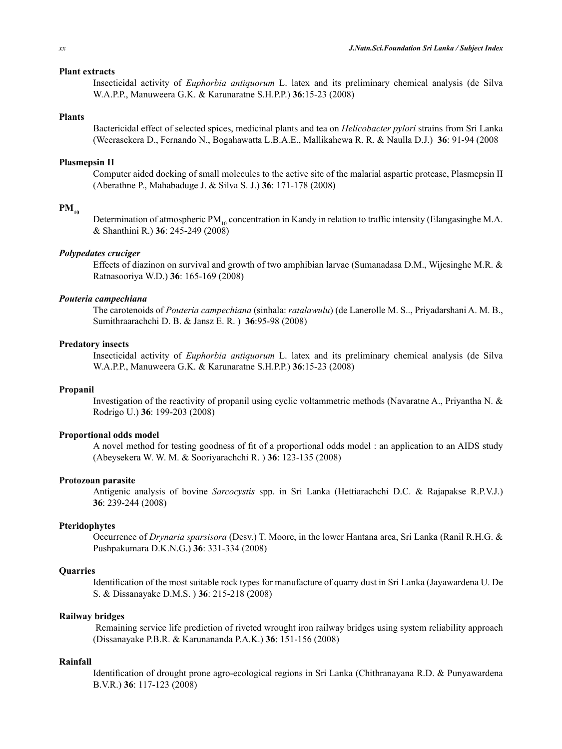**Plant extracts**

Insecticidal activity of *Euphorbia antiquorum* L. latex and its preliminary chemical analysis (de Silva W.A.P.P., Manuweera G.K. & Karunaratne S.H.P.P.) **36**:15-23 (2008)

**Plants**

Bactericidal effect of selected spices, medicinal plants and tea on *Helicobacter pylori* strains from Sri Lanka (Weerasekera D., Fernando N., Bogahawatta L.B.A.E., Mallikahewa R. R. & Naulla D.J.) **36**: 91-94 (2008

**Plasmepsin II**

Computer aided docking of small molecules to the active site of the malarial aspartic protease, Plasmepsin II (Aberathne P., Mahabaduge J. & Silva S. J.) **36**: 171-178 (2008)

**$PM_{10}$**

Determination of atmospheric $PM_{10}$ concentration in Kandy in relation to traffic intensity (Elangasinghe M.A. & Shanthini R.) **36**: 245-249 (2008)

***Polypedates cruciger***

Effects of diazinon on survival and growth of two amphibian larvae (Sumanadasa D.M., Wijesinghe M.R. & Ratnasooriya W.D.) **36**: 165-169 (2008)

***Pouteria campechiana***

The carotenoids of *Pouteria campechiana* (sinhala: *ratalawulu*) (de Lanerolle M. S.., Priyadarshani A. M. B., Sumithraarachchi D. B. & Jansz E. R. ) **36**:95-98 (2008)

**Predatory insects**

Insecticidal activity of *Euphorbia antiquorum* L. latex and its preliminary chemical analysis (de Silva W.A.P.P., Manuweera G.K. & Karunaratne S.H.P.P.) **36**:15-23 (2008)

**Propanil**

Investigation of the reactivity of propanil using cyclic voltammetric methods (Navaratne A., Priyantha N. & Rodrigo U.) **36**: 199-203 (2008)

**Proportional odds model**

A novel method for testing goodness of fit of a proportional odds model : an application to an AIDS study (Abeysekera W. W. M. & Sooriyarachchi R. ) **36**: 123-135 (2008)

**Protozoan parasite**

Antigenic analysis of bovine *Sarcocystis* spp. in Sri Lanka (Hettiarachchi D.C. & Rajapakse R.P.V.J.) **36**: 239-244 (2008)

**Pteridophytes**

Occurrence of *Drynaria sparsisora* (Desv.) T. Moore, in the lower Hantana area, Sri Lanka (Ranil R.H.G. & Pushpakumara D.K.N.G.) **36**: 331-334 (2008)

**Quarries**

Identification of the most suitable rock types for manufacture of quarry dust in Sri Lanka (Jayawardena U. De S. & Dissanayake D.M.S. ) **36**: 215-218 (2008)

**Railway bridges**

Remaining service life prediction of riveted wrought iron railway bridges using system reliability approach (Dissanayake P.B.R. & Karunananda P.A.K.) **36**: 151-156 (2008)

**Rainfall**

Identification of drought prone agro-ecological regions in Sri Lanka (Chithranayana R.D. & Punyawardena B.V.R.) **36**: 117-123 (2008)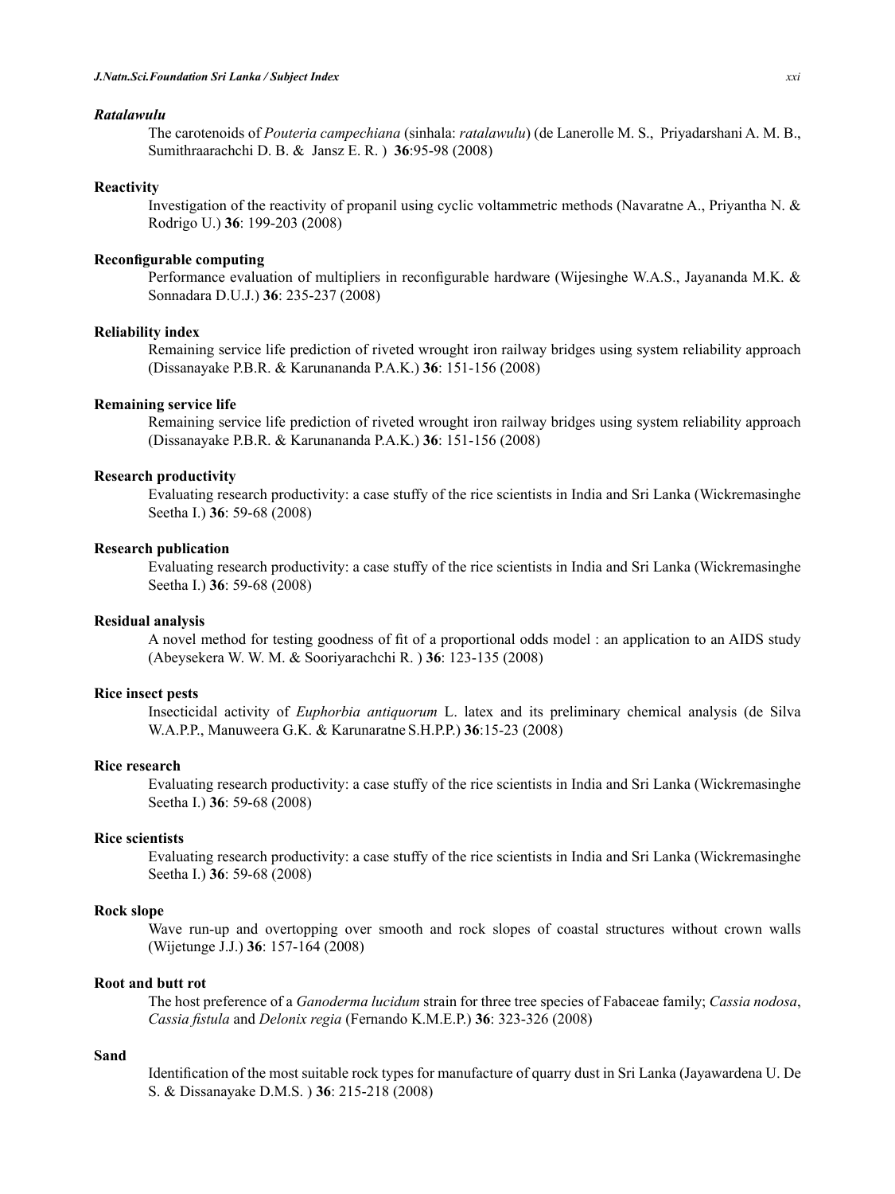***Ratalawulu***

The carotenoids of *Pouteria campechiana* (sinhala: *ratalawulu*) (de Lanerolle M. S., Priyadarshani A. M. B., Sumithraarachchi D. B. & Jansz E. R. ) **36**:95-98 (2008)

**Reactivity**

Investigation of the reactivity of propanil using cyclic voltammetric methods (Navaratne A., Priyantha N. & Rodrigo U.) **36**: 199-203 (2008)

**Reconfigurable computing**

Performance evaluation of multipliers in reconfigurable hardware (Wijesinghe W.A.S., Jayananda M.K. & Sonnadara D.U.J.) **36**: 235-237 (2008)

**Reliability index**

Remaining service life prediction of riveted wrought iron railway bridges using system reliability approach (Dissanayake P.B.R. & Karunananda P.A.K.) **36**: 151-156 (2008)

**Remaining service life**

Remaining service life prediction of riveted wrought iron railway bridges using system reliability approach (Dissanayake P.B.R. & Karunananda P.A.K.) **36**: 151-156 (2008)

**Research productivity**

Evaluating research productivity: a case stuffy of the rice scientists in India and Sri Lanka (Wickremasinghe Seetha I.) **36**: 59-68 (2008)

**Research publication**

Evaluating research productivity: a case stuffy of the rice scientists in India and Sri Lanka (Wickremasinghe Seetha I.) **36**: 59-68 (2008)

**Residual analysis**

A novel method for testing goodness of fit of a proportional odds model : an application to an AIDS study (Abeysekera W. W. M. & Sooriyarachchi R. ) **36**: 123-135 (2008)

**Rice insect pests**

Insecticidal activity of *Euphorbia antiquorum* L. latex and its preliminary chemical analysis (de Silva W.A.P.P., Manuweera G.K. & Karunaratne S.H.P.P.) **36**:15-23 (2008)

**Rice research**

Evaluating research productivity: a case stuffy of the rice scientists in India and Sri Lanka (Wickremasinghe Seetha I.) **36**: 59-68 (2008)

**Rice scientists**

Evaluating research productivity: a case stuffy of the rice scientists in India and Sri Lanka (Wickremasinghe Seetha I.) **36**: 59-68 (2008)

**Rock slope**

Wave run-up and overtopping over smooth and rock slopes of coastal structures without crown walls (Wijetunge J.J.) **36**: 157-164 (2008)

**Root and butt rot**

The host preference of a *Ganoderma lucidum* strain for three tree species of Fabaceae family; *Cassia nodosa*, *Cassia fistula* and *Delonix regia* (Fernando K.M.E.P.) **36**: 323-326 (2008)

**Sand**

Identification of the most suitable rock types for manufacture of quarry dust in Sri Lanka (Jayawardena U. De S. & Dissanayake D.M.S. ) **36**: 215-218 (2008)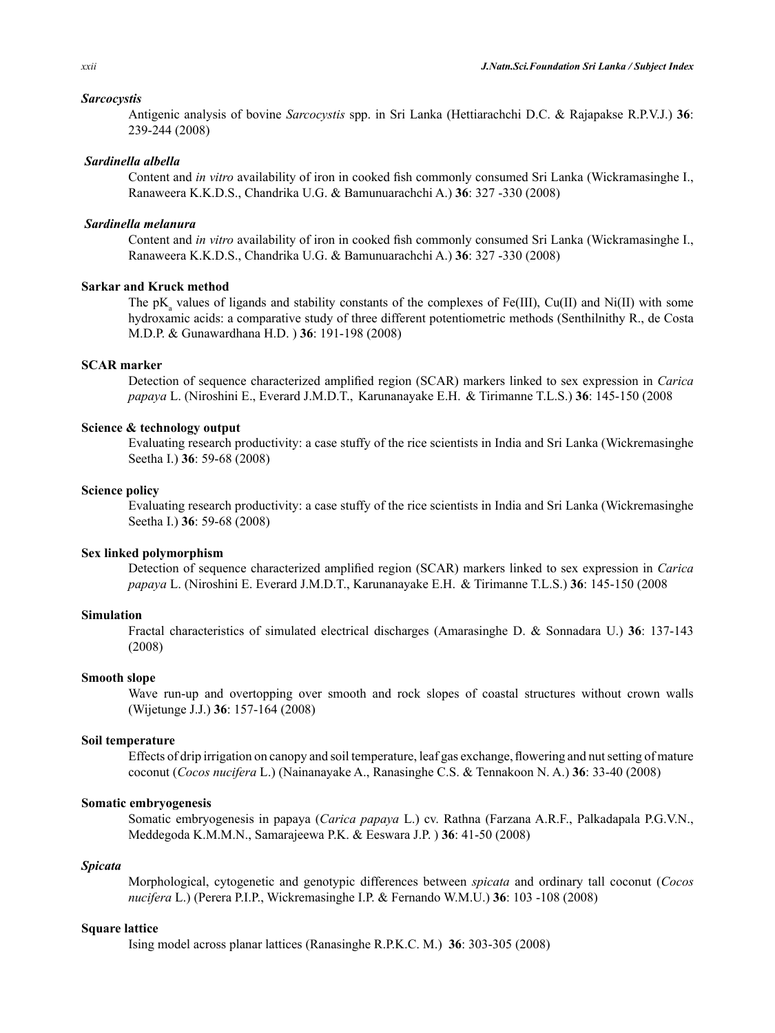***Sarcocystis***

Antigenic analysis of bovine *Sarcocystis* spp. in Sri Lanka (Hettiarachchi D.C. & Rajapakse R.P.V.J.) **36**: 239-244 (2008)

***Sardinella albella***

Content and *in vitro* availability of iron in cooked fish commonly consumed Sri Lanka (Wickramasinghe I., Ranaweera K.K.D.S., Chandrika U.G. & Bamunuarachchi A.) **36**: 327 -330 (2008)

***Sardinella melanura***

Content and *in vitro* availability of iron in cooked fish commonly consumed Sri Lanka (Wickramasinghe I., Ranaweera K.K.D.S., Chandrika U.G. & Bamunuarachchi A.) **36**: 327 -330 (2008)

**Sarkar and Kruck method**

The $pK_a$ values of ligands and stability constants of the complexes of Fe(III), Cu(II) and Ni(II) with some hydroxamic acids: a comparative study of three different potentiometric methods (Senthilnithy R., de Costa M.D.P. & Gunawardhana H.D. ) **36**: 191-198 (2008)

**SCAR marker**

Detection of sequence characterized amplified region (SCAR) markers linked to sex expression in *Carica papaya* L. (Niroshini E., Everard J.M.D.T., Karunanayake E.H. & Tirimanne T.L.S.) **36**: 145-150 (2008

**Science & technology output**

Evaluating research productivity: a case stuffy of the rice scientists in India and Sri Lanka (Wickremasinghe Seetha I.) **36**: 59-68 (2008)

**Science policy**

Evaluating research productivity: a case stuffy of the rice scientists in India and Sri Lanka (Wickremasinghe Seetha I.) **36**: 59-68 (2008)

**Sex linked polymorphism**

Detection of sequence characterized amplified region (SCAR) markers linked to sex expression in *Carica papaya* L. (Niroshini E. Everard J.M.D.T., Karunanayake E.H. & Tirimanne T.L.S.) **36**: 145-150 (2008

**Simulation**

Fractal characteristics of simulated electrical discharges (Amarasinghe D. & Sonnadara U.) **36**: 137-143 (2008)

**Smooth slope**

Wave run-up and overtopping over smooth and rock slopes of coastal structures without crown walls (Wijetunge J.J.) **36**: 157-164 (2008)

**Soil temperature**

Effects of drip irrigation on canopy and soil temperature, leaf gas exchange, flowering and nut setting of mature coconut (*Cocos nucifera* L.) (Nainanayake A., Ranasinghe C.S. & Tennakoon N. A.) **36**: 33-40 (2008)

**Somatic embryogenesis**

Somatic embryogenesis in papaya (*Carica papaya* L.) cv. Rathna (Farzana A.R.F., Palkadapala P.G.V.N., Meddegoda K.M.M.N., Samarajeewa P.K. & Eeswara J.P. ) **36**: 41-50 (2008)

***Spicata***

Morphological, cytogenetic and genotypic differences between *spicata* and ordinary tall coconut (*Cocos nucifera* L.) (Perera P.I.P., Wickremasinghe I.P. & Fernando W.M.U.) **36**: 103 -108 (2008)

**Square lattice**

Ising model across planar lattices (Ranasinghe R.P.K.C. M.) **36**: 303-305 (2008)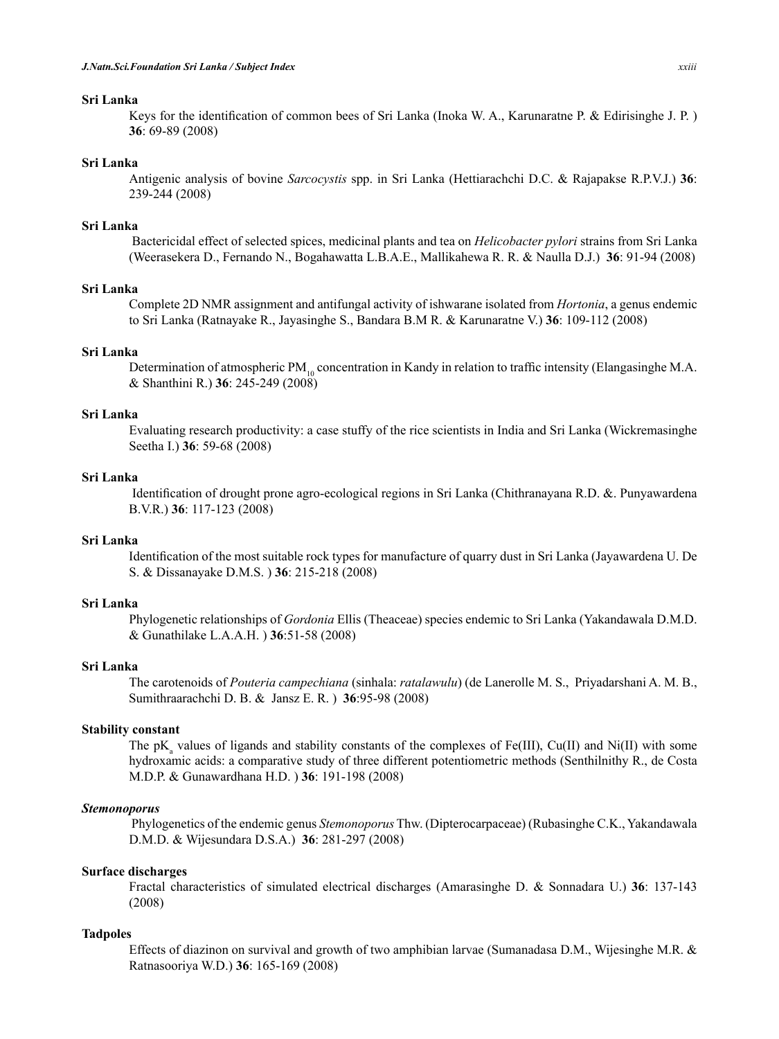**Sri Lanka**

Keys for the identification of common bees of Sri Lanka (Inoka W. A., Karunaratne P. & Edirisinghe J. P. ) **36**: 69-89 (2008)

**Sri Lanka**

Antigenic analysis of bovine *Sarcocystis* spp. in Sri Lanka (Hettiarachchi D.C. & Rajapakse R.P.V.J.) **36**: 239-244 (2008)

**Sri Lanka**

Bactericidal effect of selected spices, medicinal plants and tea on *Helicobacter pylori* strains from Sri Lanka (Weerasekera D., Fernando N., Bogahawatta L.B.A.E., Mallikahewa R. R. & Naulla D.J.) **36**: 91-94 (2008)

**Sri Lanka**

Complete 2D NMR assignment and antifungal activity of ishwarane isolated from *Hortonia*, a genus endemic to Sri Lanka (Ratnayake R., Jayasinghe S., Bandara B.M R. & Karunaratne V.) **36**: 109-112 (2008)

**Sri Lanka**

Determination of atmospheric $PM_{10}$ concentration in Kandy in relation to traffic intensity (Elangasinghe M.A. & Shanthini R.) **36**: 245-249 (2008)

**Sri Lanka**

Evaluating research productivity: a case stuffy of the rice scientists in India and Sri Lanka (Wickremasinghe Seetha I.) **36**: 59-68 (2008)

**Sri Lanka**

Identification of drought prone agro-ecological regions in Sri Lanka (Chithranayana R.D. &. Punyawardena B.V.R.) **36**: 117-123 (2008)

**Sri Lanka**

Identification of the most suitable rock types for manufacture of quarry dust in Sri Lanka (Jayawardena U. De S. & Dissanayake D.M.S. ) **36**: 215-218 (2008)

**Sri Lanka**

Phylogenetic relationships of *Gordonia* Ellis (Theaceae) species endemic to Sri Lanka (Yakandawala D.M.D. & Gunathilake L.A.A.H. ) **36**:51-58 (2008)

**Sri Lanka**

The carotenoids of *Pouteria campechiana* (sinhala: *ratalawulu*) (de Lanerolle M. S., Priyadarshani A. M. B., Sumithraarachchi D. B. & Jansz E. R. ) **36**:95-98 (2008)

**Stability constant**

The $pK_a$ values of ligands and stability constants of the complexes of Fe(III), Cu(II) and Ni(II) with some hydroxamic acids: a comparative study of three different potentiometric methods (Senthilnithy R., de Costa M.D.P. & Gunawardhana H.D. ) **36**: 191-198 (2008)

***Stemonoporus***

Phylogenetics of the endemic genus *Stemonoporus* Thw. (Dipterocarpaceae) (Rubasinghe C.K., Yakandawala D.M.D. & Wijesundara D.S.A.) **36**: 281-297 (2008)

**Surface discharges**

Fractal characteristics of simulated electrical discharges (Amarasinghe D. & Sonnadara U.) **36**: 137-143 (2008)

**Tadpoles**

Effects of diazinon on survival and growth of two amphibian larvae (Sumanadasa D.M., Wijesinghe M.R. & Ratnasooriya W.D.) **36**: 165-169 (2008)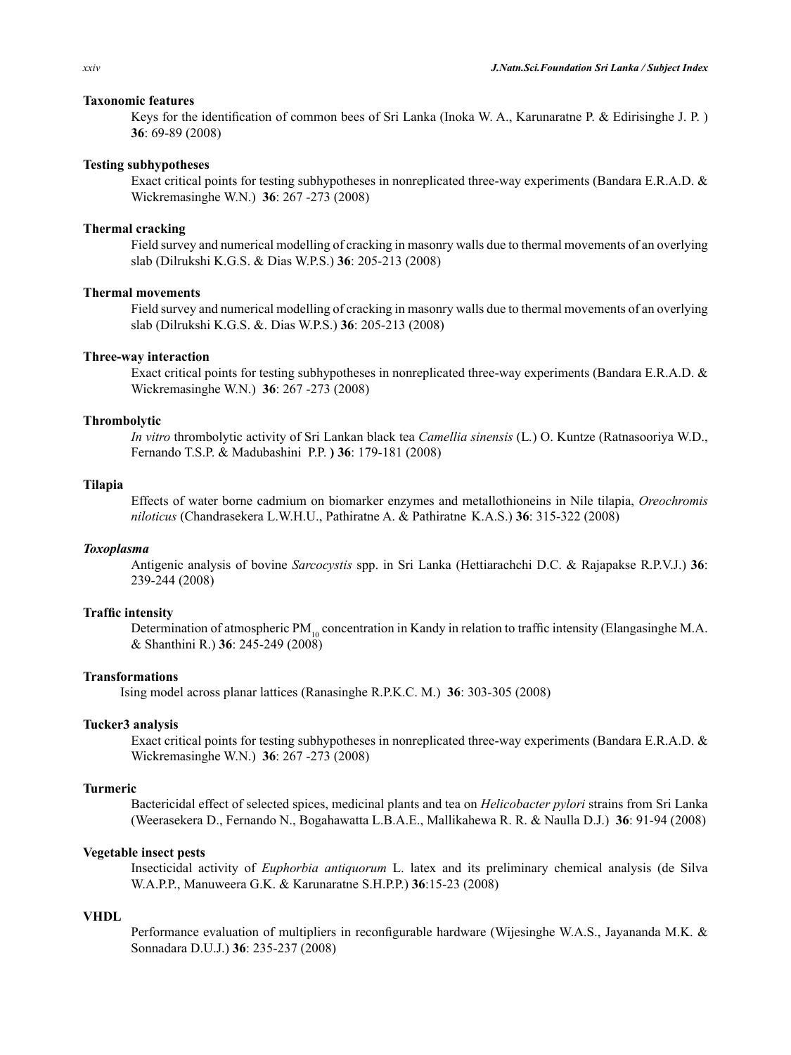**Taxonomic features**

Keys for the identification of common bees of Sri Lanka (Inoka W. A., Karunaratne P. & Edirisinghe J. P. ) **36**: 69-89 (2008)

**Testing subhypotheses**

Exact critical points for testing subhypotheses in nonreplicated three-way experiments (Bandara E.R.A.D. & Wickremasinghe W.N.) **36**: 267 -273 (2008)

**Thermal cracking**

Field survey and numerical modelling of cracking in masonry walls due to thermal movements of an overlying slab (Dilrukshi K.G.S. & Dias W.P.S.) **36**: 205-213 (2008)

**Thermal movements**

Field survey and numerical modelling of cracking in masonry walls due to thermal movements of an overlying slab (Dilrukshi K.G.S. &. Dias W.P.S.) **36**: 205-213 (2008)

**Three-way interaction**

Exact critical points for testing subhypotheses in nonreplicated three-way experiments (Bandara E.R.A.D. & Wickremasinghe W.N.) **36**: 267 -273 (2008)

**Thrombolytic**

*In vitro* thrombolytic activity of Sri Lankan black tea *Camellia sinensis* (L.) O. Kuntze (Ratnasooriya W.D., Fernando T.S.P. & Madubashini P.P. **)** **36**: 179-181 (2008)

**Tilapia**

Effects of water borne cadmium on biomarker enzymes and metallothioneins in Nile tilapia, *Oreochromis niloticus* (Chandrasekera L.W.H.U., Pathiratne A. & Pathiratne K.A.S.) **36**: 315-322 (2008)

***Toxoplasma***

Antigenic analysis of bovine *Sarcocystis* spp. in Sri Lanka (Hettiarachchi D.C. & Rajapakse R.P.V.J.) **36**: 239-244 (2008)

**Traffic intensity**

Determination of atmospheric $PM_{10}$ concentration in Kandy in relation to traffic intensity (Elangasinghe M.A. & Shanthini R.) **36**: 245-249 (2008)

**Transformations**

Ising model across planar lattices (Ranasinghe R.P.K.C. M.) **36**: 303-305 (2008)

**Tucker3 analysis**

Exact critical points for testing subhypotheses in nonreplicated three-way experiments (Bandara E.R.A.D. & Wickremasinghe W.N.) **36**: 267 -273 (2008)

**Turmeric**

Bactericidal effect of selected spices, medicinal plants and tea on *Helicobacter pylori* strains from Sri Lanka (Weerasekera D., Fernando N., Bogahawatta L.B.A.E., Mallikahewa R. R. & Naulla D.J.) **36**: 91-94 (2008)

**Vegetable insect pests**

Insecticidal activity of *Euphorbia antiquorum* L. latex and its preliminary chemical analysis (de Silva W.A.P.P., Manuweera G.K. & Karunaratne S.H.P.P.) **36**:15-23 (2008)

**VHDL**

Performance evaluation of multipliers in reconfigurable hardware (Wijesinghe W.A.S., Jayananda M.K. & Sonnadara D.U.J.) **36**: 235-237 (2008)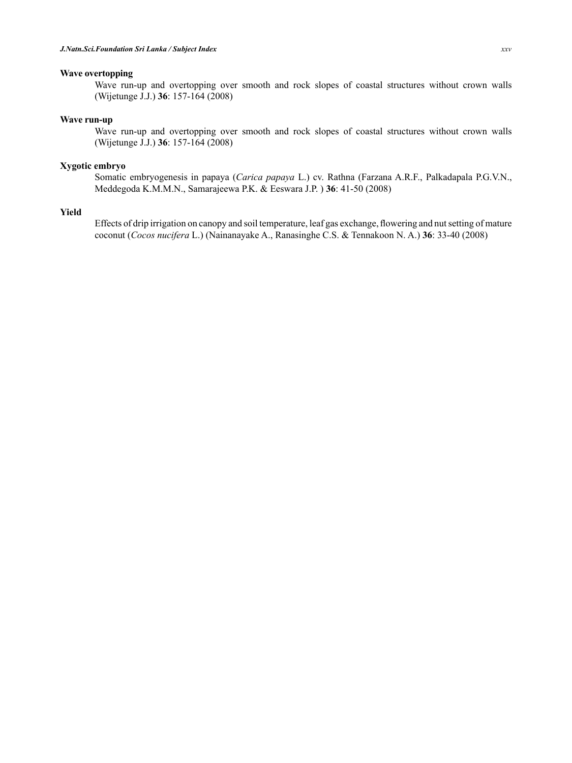**Wave overtopping**

Wave run-up and overtopping over smooth and rock slopes of coastal structures without crown walls (Wijetunge J.J.) **36**: 157-164 (2008)

**Wave run-up**

Wave run-up and overtopping over smooth and rock slopes of coastal structures without crown walls (Wijetunge J.J.) **36**: 157-164 (2008)

**Xygotic embryo**

Somatic embryogenesis in papaya (*Carica papaya* L.) cv. Rathna (Farzana A.R.F., Palkadapala P.G.V.N., Meddegoda K.M.M.N., Samarajeewa P.K. & Eeswara J.P. ) **36**: 41-50 (2008)

**Yield**

Effects of drip irrigation on canopy and soil temperature, leaf gas exchange, flowering and nut setting of mature coconut (*Cocos nucifera* L.) (Nainanayake A., Ranasinghe C.S. & Tennakoon N. A.) **36**: 33-40 (2008)